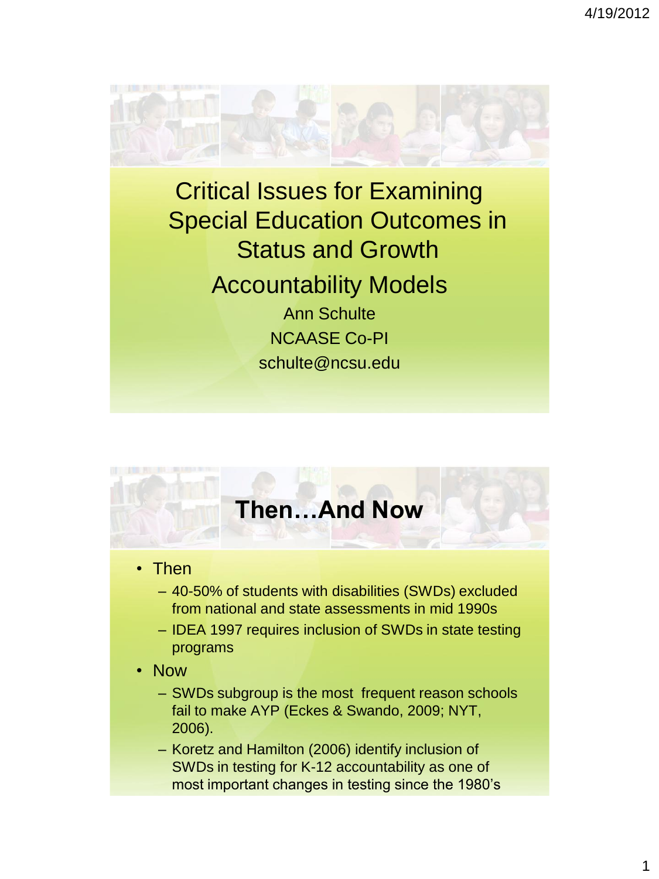# Critical Issues for Examining Special Education Outcomes in Status and Growth Accountability Models

Ann Schulte

NCAASE Co-PI

schulte@ncsu.edu

## Then…And Now

- Then
  - 40-50% of students with disabilities (SWDs) excluded from national and state assessments in mid 1990s
  - IDEA 1997 requires inclusion of SWDs in state testing programs
- Now
  - SWDs subgroup is the most frequent reason schools fail to make AYP (Eckes & Swando, 2009; NYT, 2006).
  - Koretz and Hamilton (2006) identify inclusion of SWDs in testing for K-12 accountability as one of most important changes in testing since the 1980's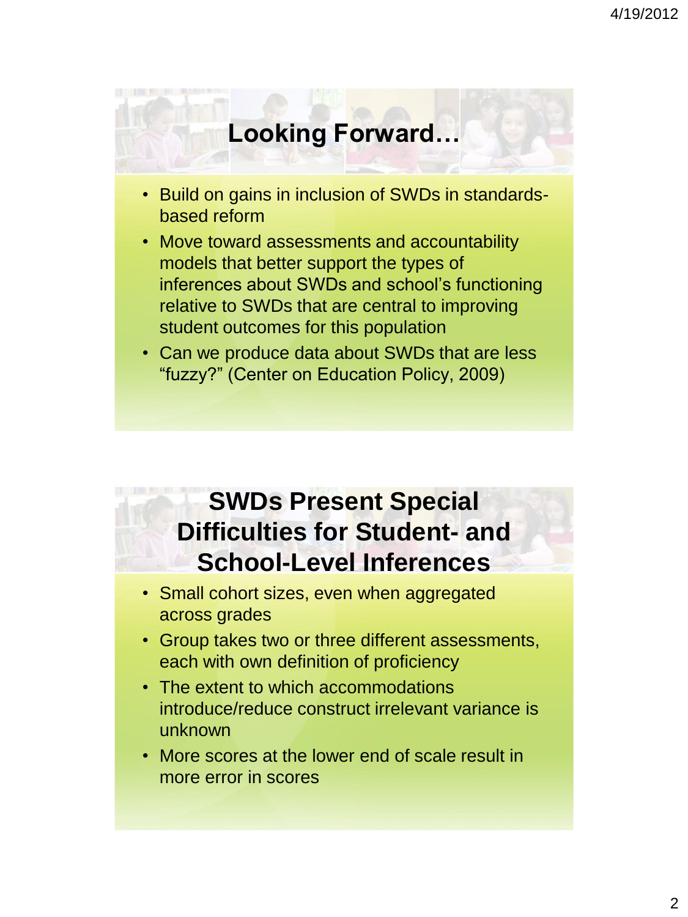## Looking Forward…

- Build on gains in inclusion of SWDs in standards-based reform
- Move toward assessments and accountability models that better support the types of inferences about SWDs and school's functioning relative to SWDs that are central to improving student outcomes for this population
- Can we produce data about SWDs that are less "fuzzy?" (Center on Education Policy, 2009)

## SWDs Present Special Difficulties for Student- and School-Level Inferences

- Small cohort sizes, even when aggregated across grades
- Group takes two or three different assessments, each with own definition of proficiency
- The extent to which accommodations introduce/reduce construct irrelevant variance is unknown
- More scores at the lower end of scale result in more error in scores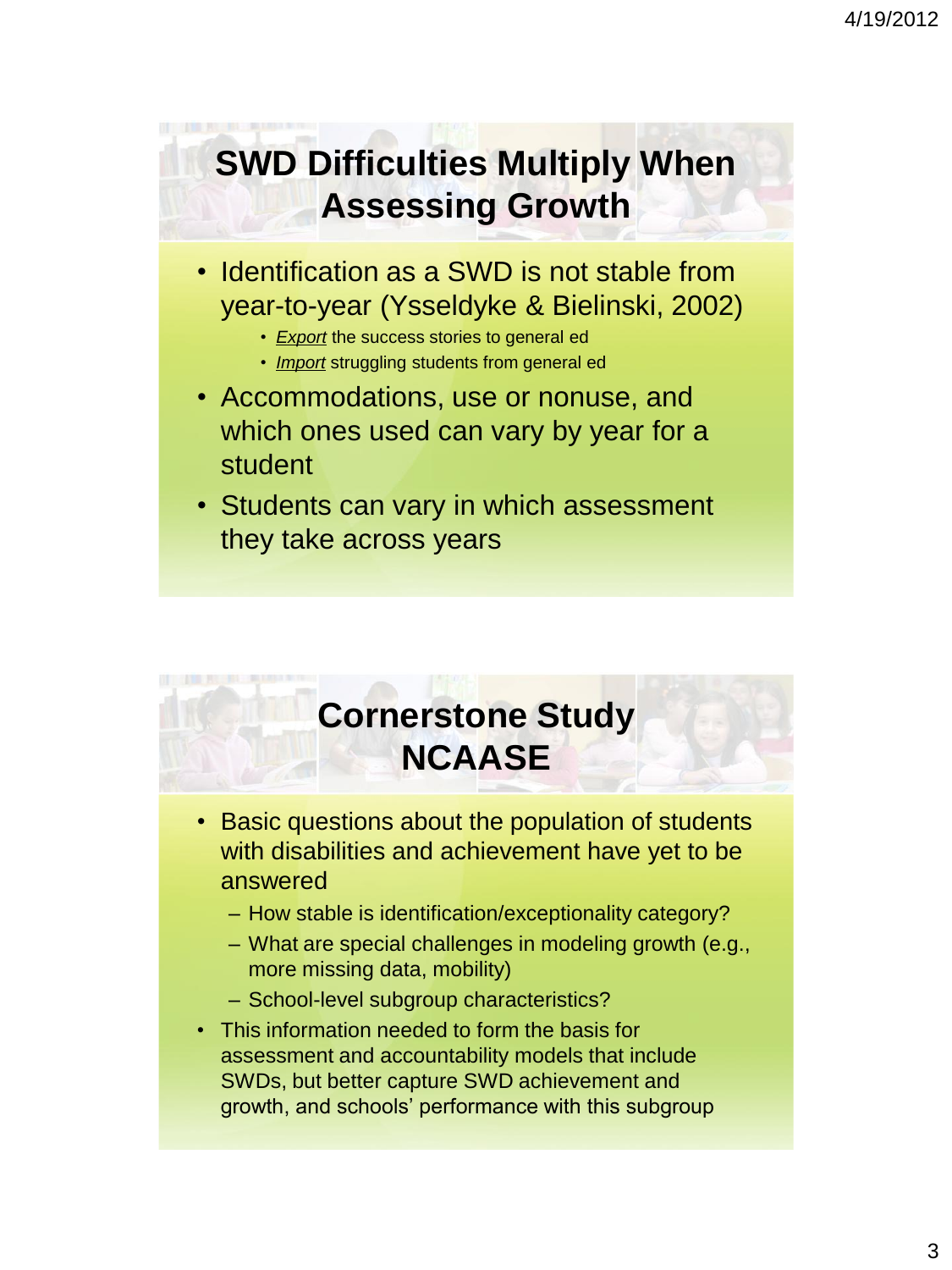## SWD Difficulties Multiply When Assessing Growth

- Identification as a SWD is not stable from year-to-year (Ysseldyke & Bielinski, 2002)
  - *Export* the success stories to general ed
  - *Import* struggling students from general ed
- Accommodations, use or nonuse, and which ones used can vary by year for a student
- Students can vary in which assessment they take across years

## Cornerstone Study NCAASE

- Basic questions about the population of students with disabilities and achievement have yet to be answered
  - How stable is identification/exceptionality category?
  - What are special challenges in modeling growth (e.g., more missing data, mobility)
  - School-level subgroup characteristics?
- This information needed to form the basis for assessment and accountability models that include SWDs, but better capture SWD achievement and growth, and schools' performance with this subgroup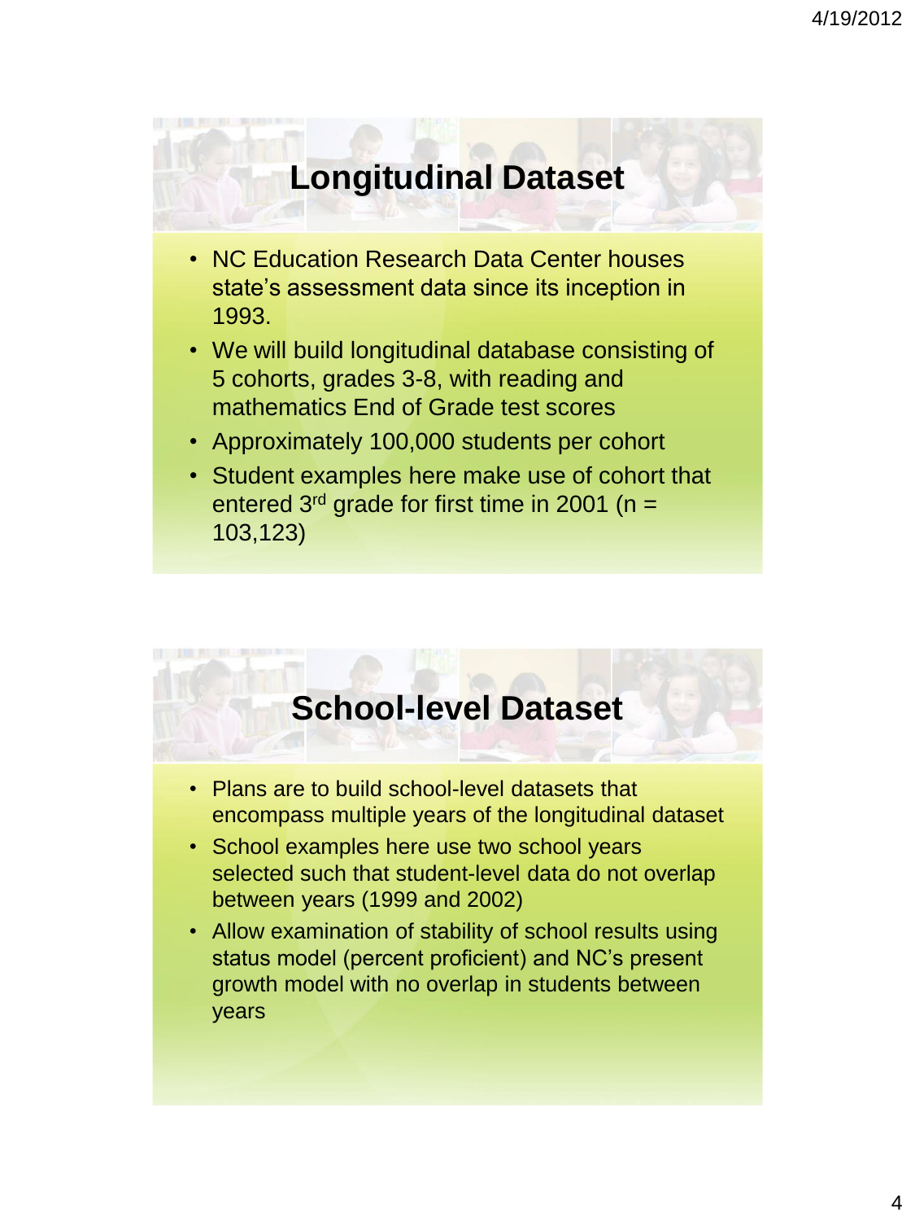## Longitudinal Dataset

- NC Education Research Data Center houses state's assessment data since its inception in 1993.
- We will build longitudinal database consisting of 5 cohorts, grades 3-8, with reading and mathematics End of Grade test scores
- Approximately 100,000 students per cohort
- Student examples here make use of cohort that entered 3rd grade for first time in 2001 (n = 103,123)

## School-level Dataset

- Plans are to build school-level datasets that encompass multiple years of the longitudinal dataset
- School examples here use two school years selected such that student-level data do not overlap between years (1999 and 2002)
- Allow examination of stability of school results using status model (percent proficient) and NC's present growth model with no overlap in students between years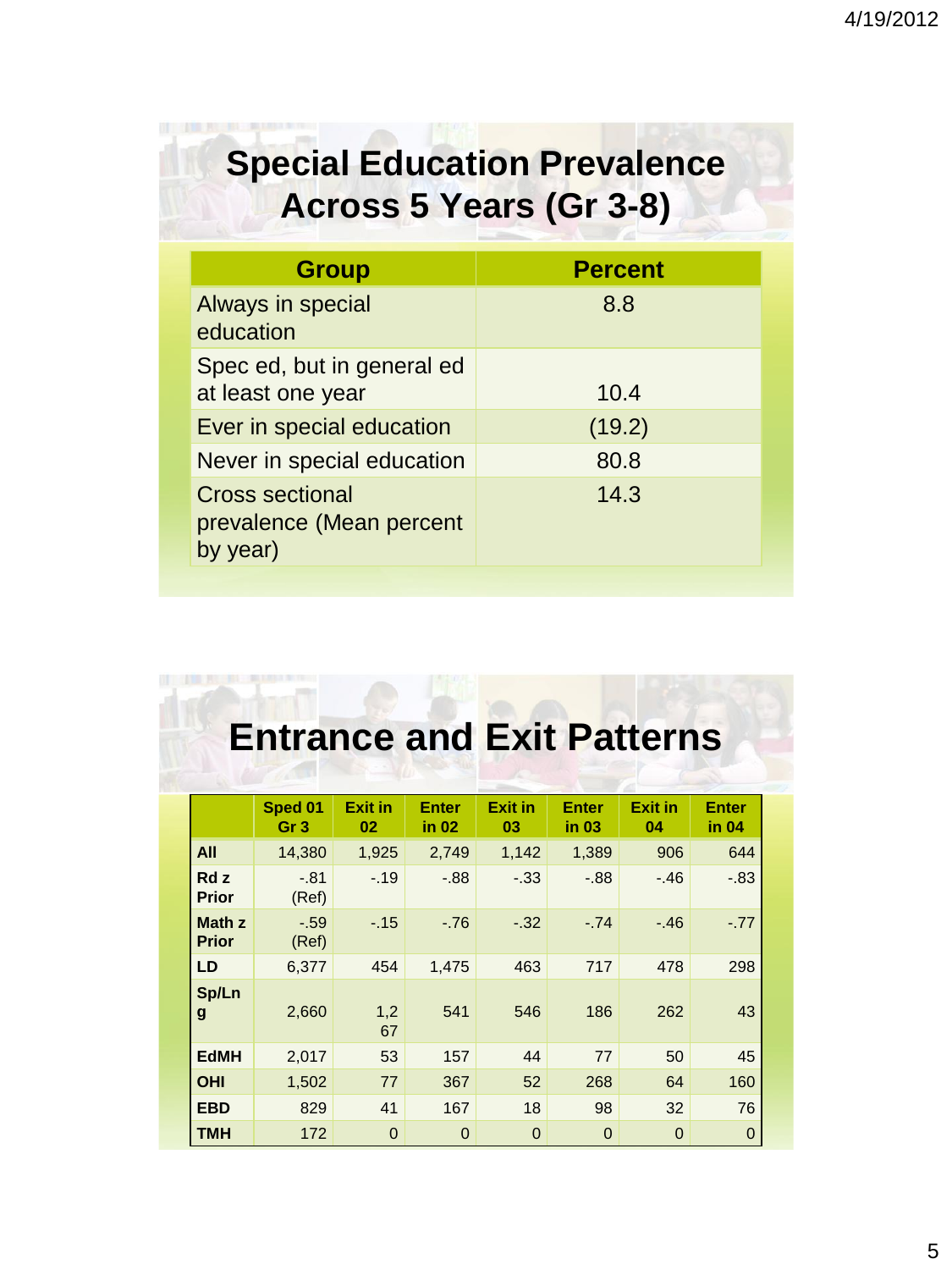# Special Education Prevalence Across 5 Years (Gr 3-8)

| Group | Percent |
|---|---|
| Always in special education | 8.8 |
| Spec ed, but in general ed at least one year | 10.4 |
| Ever in special education | (19.2) |
| Never in special education | 80.8 |
| Cross sectional prevalence (Mean percent by year) | 14.3 |

# Entrance and Exit Patterns

| | Sped 01 Gr 3 | Exit in 02 | Enter in 02 | Exit in 03 | Enter in 03 | Exit in 04 | Enter in 04 |
|---|---|---|---|---|---|---|---|
| **All** | 14,380 | 1,925 | 2,749 | 1,142 | 1,389 | 906 | 644 |
| **Rd z Prior** | -.81 (Ref) | -.19 | -.88 | -.33 | -.88 | -.46 | -.83 |
| **Math z Prior** | -.59 (Ref) | -.15 | -.76 | -.32 | -.74 | -.46 | -.77 |
| **LD** | 6,377 | 454 | 1,475 | 463 | 717 | 478 | 298 |
| **Sp/Lng** | 2,660 | 1,267 | 541 | 546 | 186 | 262 | 43 |
| **EdMH** | 2,017 | 53 | 157 | 44 | 77 | 50 | 45 |
| **OHI** | 1,502 | 77 | 367 | 52 | 268 | 64 | 160 |
| **EBD** | 829 | 41 | 167 | 18 | 98 | 32 | 76 |
| **TMH** | 172 | 0 | 0 | 0 | 0 | 0 | 0 |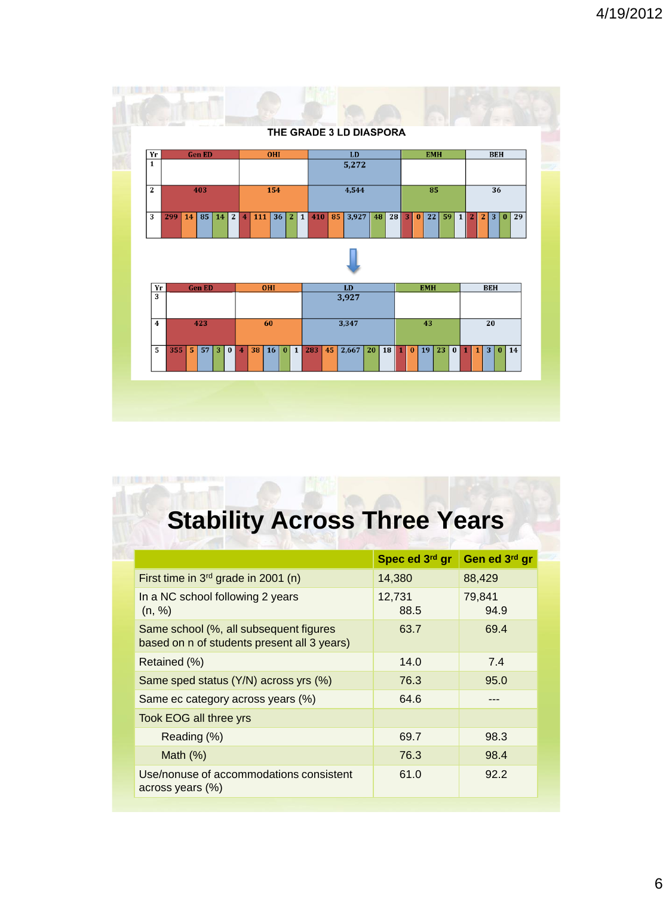## THE GRADE 3 LD DIASPORA

| Yr | Gen ED | | | | | OHI | | | | | LD | | | | | EMH | | | | | BEH | | | | |
|---|---|---|---|---|---|---|---|---|---|---|---|---|---|---|---|---|---|---|---|---|---|---|---|---|---|
| 1 | | | | | | | | | | | 5,272 | | | | | | | | | | | | | | |
| 2 | 403 | | | | | 154 | | | | | 4,544 | | | | | 85 | | | | | 36 | | | | |
| 3 | 299 | 14 | 85 | 14 | 2 | 4 | 111 | 36 | 2 | 1 | 410 | 85 | 3,927 | 48 | 28 | 3 | 0 | 22 | 59 | 1 | 2 | 2 | 3 | 0 | 29 |

| Yr | Gen ED | | | | | OHI | | | | | LD | | | | | EMH | | | | | BEH | | | | |
|---|---|---|---|---|---|---|---|---|---|---|---|---|---|---|---|---|---|---|---|---|---|---|---|---|---|
| 3 | | | | | | | | | | | 3,927 | | | | | | | | | | | | | | |
| 4 | 423 | | | | | 60 | | | | | 3,347 | | | | | 43 | | | | | 20 | | | | |
| 5 | 355 | 5 | 57 | 3 | 0 | 4 | 38 | 16 | 0 | 1 | 283 | 45 | 2,667 | 20 | 18 | 1 | 0 | 19 | 23 | 0 | 1 | 1 | 3 | 0 | 14 |

## Stability Across Three Years

| | Spec ed 3rd gr | Gen ed 3rd gr |
|---|---|---|
| First time in 3rd grade in 2001 (n) | 14,380 | 88,429 |
| In a NC school following 2 years (n, %) | 12,731<br>88.5 | 79,841<br>94.9 |
| Same school (%, all subsequent figures based on n of students present all 3 years) | 63.7 | 69.4 |
| Retained (%) | 14.0 | 7.4 |
| Same sped status (Y/N) across yrs (%) | 76.3 | 95.0 |
| Same ec category across years (%) | 64.6 | --- |
| Took EOG all three yrs | | |
| Reading (%) | 69.7 | 98.3 |
| Math (%) | 76.3 | 98.4 |
| Use/nonuse of accommodations consistent across years (%) | 61.0 | 92.2 |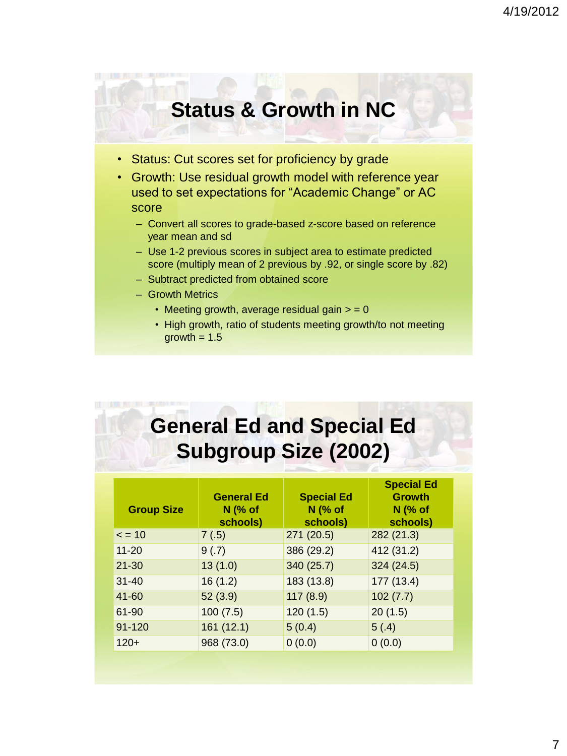# Status & Growth in NC

- Status: Cut scores set for proficiency by grade
- Growth: Use residual growth model with reference year used to set expectations for "Academic Change" or AC score
  - Convert all scores to grade-based z-score based on reference year mean and sd
  - Use 1-2 previous scores in subject area to estimate predicted score (multiply mean of 2 previous by .92, or single score by .82)
  - Subtract predicted from obtained score
  - Growth Metrics
    - Meeting growth, average residual gain > = 0
    - High growth, ratio of students meeting growth/to not meeting growth = 1.5

# General Ed and Special Ed Subgroup Size (2002)

| Group Size | General Ed N (% of schools) | Special Ed N (% of schools) | Special Ed Growth N (% of schools) |
|---|---|---|---|
| < = 10 | 7 (.5) | 271 (20.5) | 282 (21.3) |
| 11-20 | 9 (.7) | 386 (29.2) | 412 (31.2) |
| 21-30 | 13 (1.0) | 340 (25.7) | 324 (24.5) |
| 31-40 | 16 (1.2) | 183 (13.8) | 177 (13.4) |
| 41-60 | 52 (3.9) | 117 (8.9) | 102 (7.7) |
| 61-90 | 100 (7.5) | 120 (1.5) | 20 (1.5) |
| 91-120 | 161 (12.1) | 5 (0.4) | 5 (.4) |
| 120+ | 968 (73.0) | 0 (0.0) | 0 (0.0) |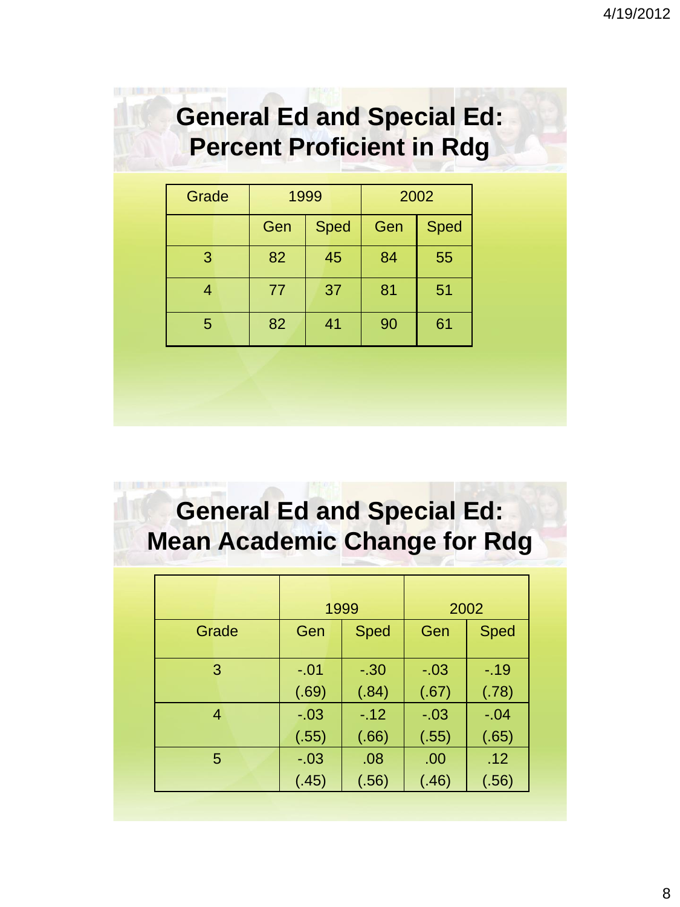## General Ed and Special Ed: Percent Proficient in Rdg

| Grade | 1999 | | 2002 | |
|---|---|---|---|---|
| | Gen | Sped | Gen | Sped |
| 3 | 82 | 45 | 84 | 55 |
| 4 | 77 | 37 | 81 | 51 |
| 5 | 82 | 41 | 90 | 61 |

## General Ed and Special Ed: Mean Academic Change for Rdg

| | 1999 | | 2002 | |
|---|---|---|---|---|
| Grade | Gen | Sped | Gen | Sped |
| 3 | -.01 (.69) | -.30 (.84) | -.03 (.67) | -.19 (.78) |
| 4 | -.03 (.55) | -.12 (.66) | -.03 (.55) | -.04 (.65) |
| 5 | -.03 (.45) | .08 (.56) | .00 (.46) | .12 (.56) |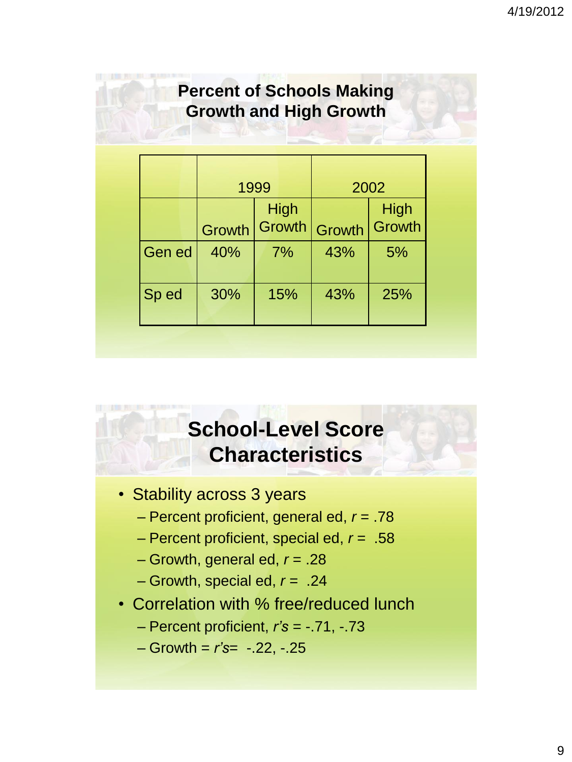## Percent of Schools Making Growth and High Growth

| | 1999 | | 2002 | |
|---|---|---|---|---|
| | Growth | High Growth | Growth | High Growth |
| Gen ed | 40% | 7% | 43% | 5% |
| Sp ed | 30% | 15% | 43% | 25% |

## School-Level Score Characteristics

- Stability across 3 years
  - Percent proficient, general ed, $r = .78$
  - Percent proficient, special ed, $r = .58$
  - Growth, general ed, $r = .28$
  - Growth, special ed, $r = .24$
- Correlation with % free/reduced lunch
  - Percent proficient, *r's* = -.71, -.73
  - Growth = *r's*= -.22, -.25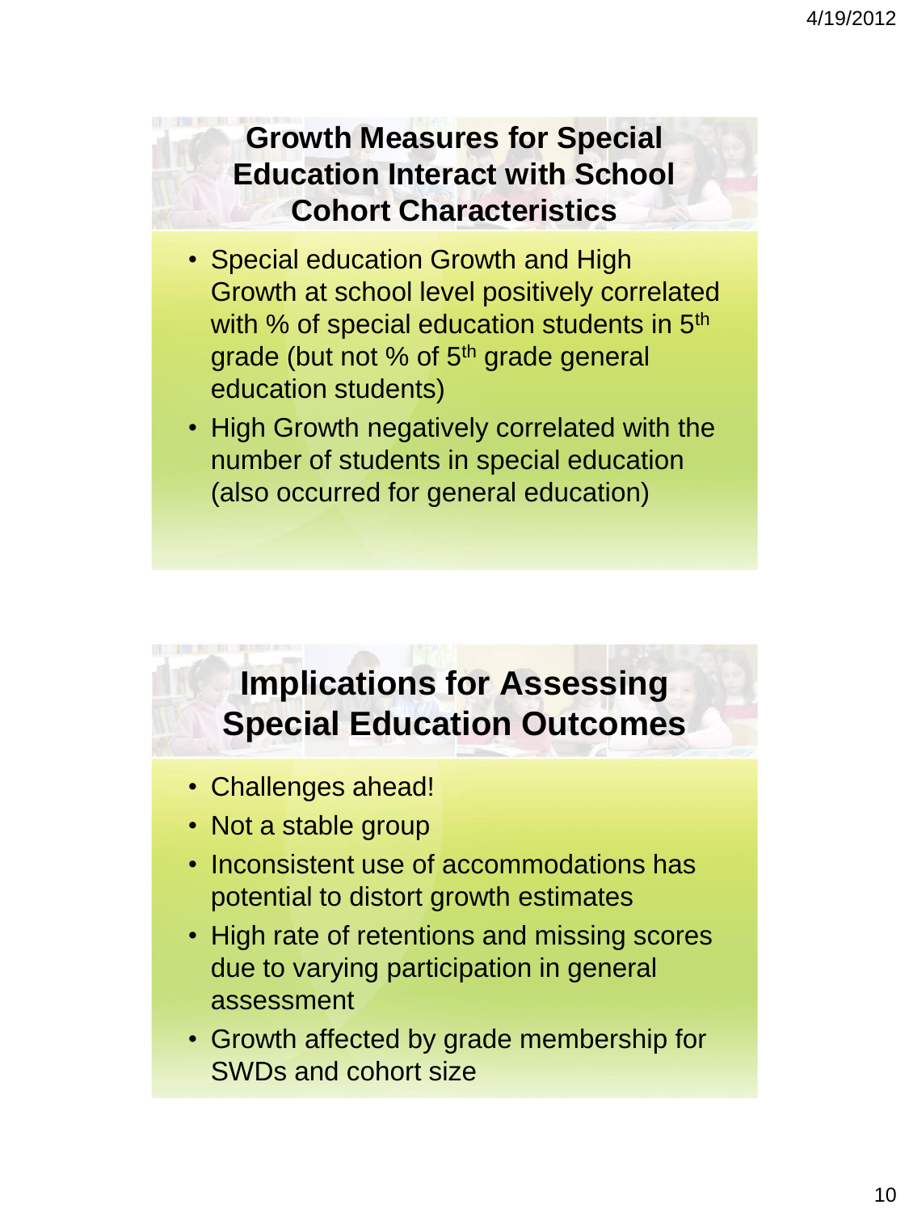## Growth Measures for Special Education Interact with School Cohort Characteristics

- Special education Growth and High Growth at school level positively correlated with % of special education students in 5th grade (but not % of 5th grade general education students)
- High Growth negatively correlated with the number of students in special education (also occurred for general education)

## Implications for Assessing Special Education Outcomes

- Challenges ahead!
- Not a stable group
- Inconsistent use of accommodations has potential to distort growth estimates
- High rate of retentions and missing scores due to varying participation in general assessment
- Growth affected by grade membership for SWDs and cohort size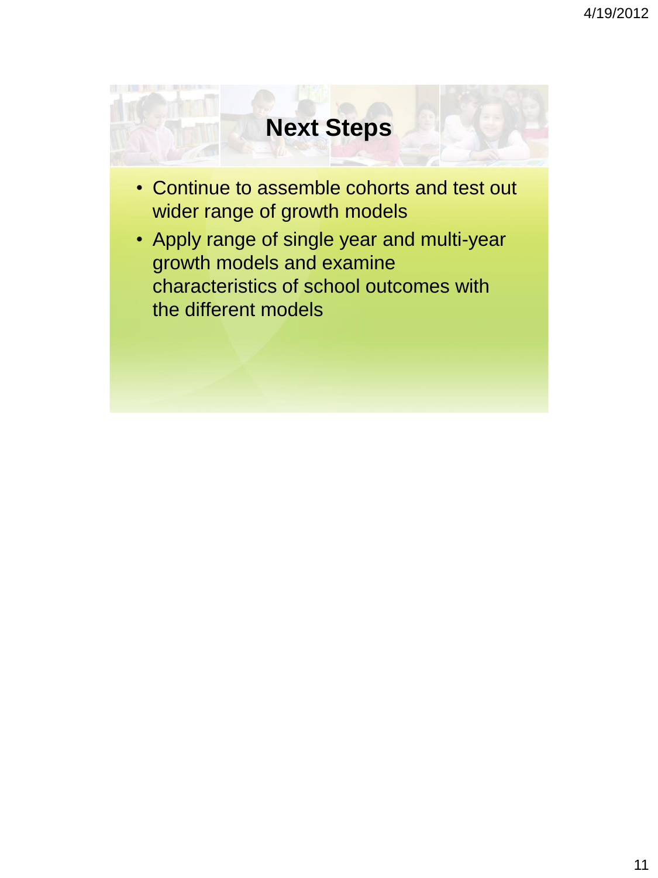# Next Steps

- Continue to assemble cohorts and test out wider range of growth models
- Apply range of single year and multi-year growth models and examine characteristics of school outcomes with the different models